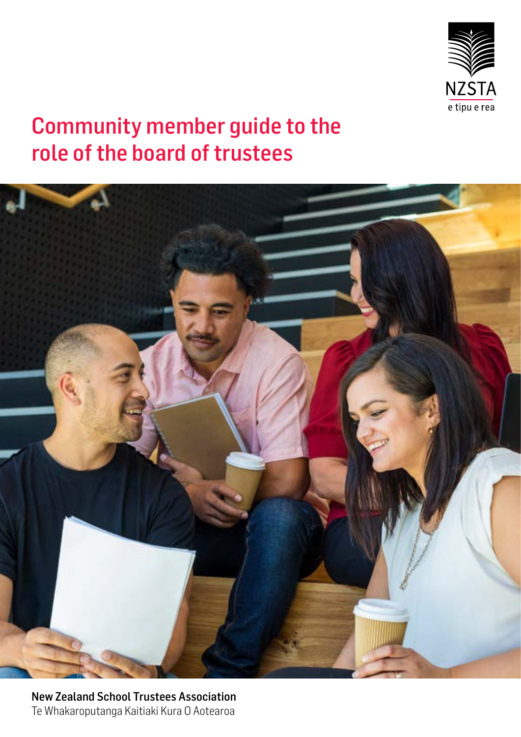NZSTA
e tipu e rea

# Community member guide to the role of the board of trustees

**New Zealand School Trustees Association**
Te Whakaroputanga Kaitiaki Kura O Aotearoa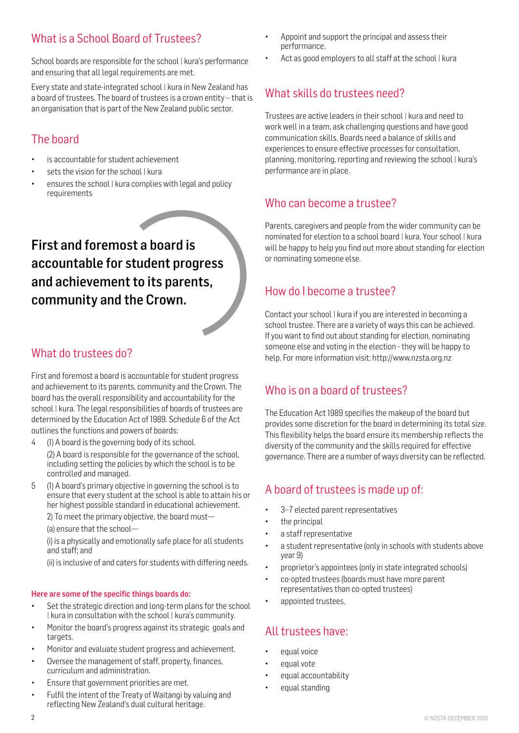## What is a School Board of Trustees?

School boards are responsible for the school | kura's performance and ensuring that all legal requirements are met.

Every state and state-integrated school | kura in New Zealand has a board of trustees. The board of trustees is a crown entity – that is an organisation that is part of the New Zealand public sector.

## The board

- is accountable for student achievement
- sets the vision for the school | kura
- ensures the school | kura complies with legal and policy requirements

**First and foremost a board is accountable for student progress and achievement to its parents, community and the Crown.**

## What do trustees do?

First and foremost a board is accountable for student progress and achievement to its parents, community and the Crown. The board has the overall responsibility and accountability for the school | kura. The legal responsibilities of boards of trustees are determined by the Education Act of 1989. Schedule 6 of the Act outlines the functions and powers of boards:

4 (1) A board is the governing body of its school.

(2) A board is responsible for the governance of the school, including setting the policies by which the school is to be controlled and managed.

5 (1) A board's primary objective in governing the school is to ensure that every student at the school is able to attain his or her highest possible standard in educational achievement.

2) To meet the primary objective, the board must—

(a) ensure that the school—

(i) is a physically and emotionally safe place for all students and staff; and

(ii) is inclusive of and caters for students with differing needs.

**Here are some of the specific things boards do:**

- Set the strategic direction and long-term plans for the school | kura in consultation with the school | kura's community.
- Monitor the board's progress against its strategic goals and targets.
- Monitor and evaluate student progress and achievement.
- Oversee the management of staff, property, finances, curriculum and administration.
- Ensure that government priorities are met.
- Fulfil the intent of the Treaty of Waitangi by valuing and reflecting New Zealand's dual cultural heritage.
- Appoint and support the principal and assess their performance.
- Act as good employers to all staff at the school | kura

## What skills do trustees need?

Trustees are active leaders in their school | kura and need to work well in a team, ask challenging questions and have good communication skills. Boards need a balance of skills and experiences to ensure effective processes for consultation, planning, monitoring, reporting and reviewing the school | kura's performance are in place.

## Who can become a trustee?

Parents, caregivers and people from the wider community can be nominated for election to a school board | kura. Your school | kura will be happy to help you find out more about standing for election or nominating someone else.

## How do I become a trustee?

Contact your school | kura if you are interested in becoming a school trustee. There are a variety of ways this can be achieved. If you want to find out about standing for election, nominating someone else and voting in the election - they will be happy to help. For more information visit: http://www.nzsta.org.nz

## Who is on a board of trustees?

The Education Act 1989 specifies the makeup of the board but provides some discretion for the board in determining its total size. This flexibility helps the board ensure its membership reflects the diversity of the community and the skills required for effective governance. There are a number of ways diversity can be reflected.

## A board of trustees is made up of:

- 3–7 elected parent representatives
- the principal
- a staff representative
- a student representative (only in schools with students above year 9)
- proprietor's appointees (only in state integrated schools)
- co-opted trustees (boards must have more parent representatives than co-opted trustees)
- appointed trustees.

## All trustees have:

- equal voice
- equal vote
- equal accountability
- equal standing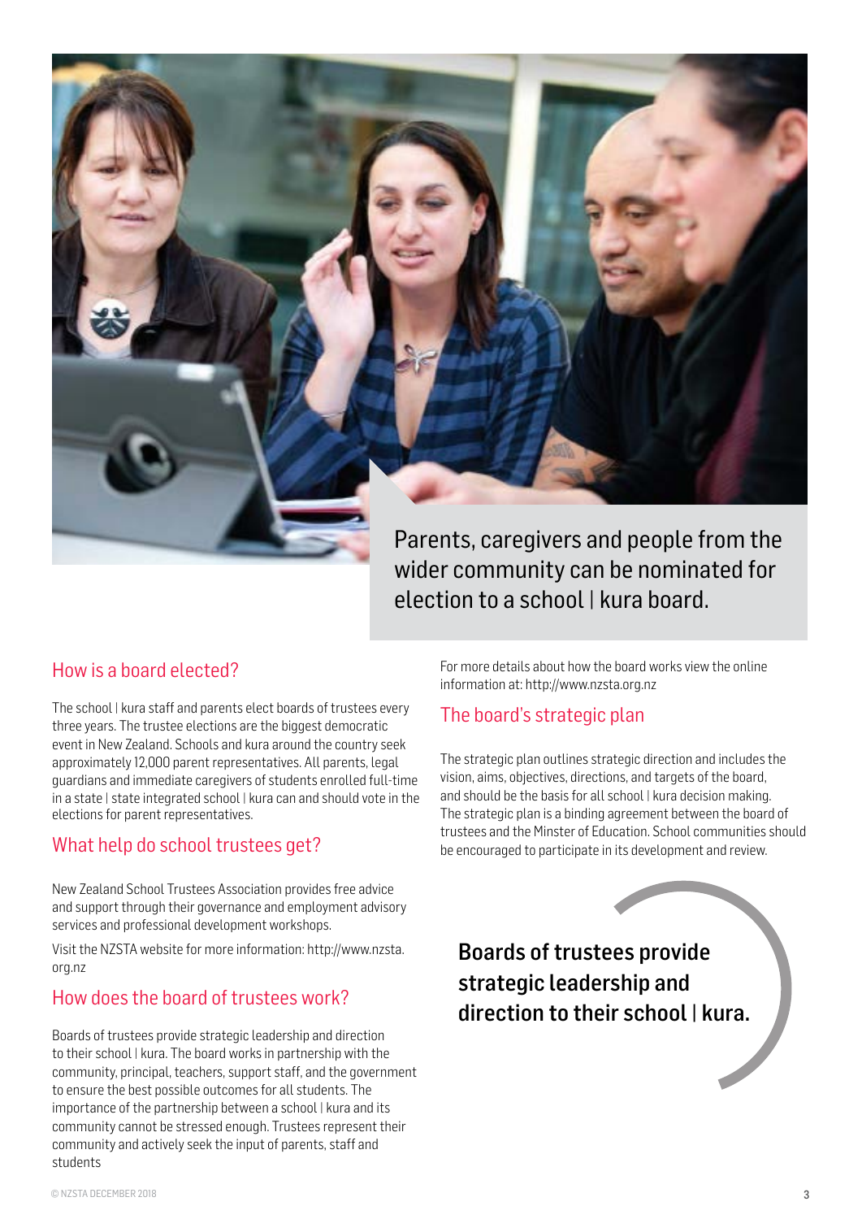Parents, caregivers and people from the wider community can be nominated for election to a school | kura board.

## How is a board elected?

The school | kura staff and parents elect boards of trustees every three years. The trustee elections are the biggest democratic event in New Zealand. Schools and kura around the country seek approximately 12,000 parent representatives. All parents, legal guardians and immediate caregivers of students enrolled full-time in a state | state integrated school | kura can and should vote in the elections for parent representatives.

## What help do school trustees get?

New Zealand School Trustees Association provides free advice and support through their governance and employment advisory services and professional development workshops.

Visit the NZSTA website for more information: http://www.nzsta.org.nz

## How does the board of trustees work?

Boards of trustees provide strategic leadership and direction to their school | kura. The board works in partnership with the community, principal, teachers, support staff, and the government to ensure the best possible outcomes for all students. The importance of the partnership between a school | kura and its community cannot be stressed enough. Trustees represent their community and actively seek the input of parents, staff and students

For more details about how the board works view the online information at: http://www.nzsta.org.nz

## The board's strategic plan

The strategic plan outlines strategic direction and includes the vision, aims, objectives, directions, and targets of the board, and should be the basis for all school | kura decision making. The strategic plan is a binding agreement between the board of trustees and the Minster of Education. School communities should be encouraged to participate in its development and review.

**Boards of trustees provide strategic leadership and direction to their school | kura.**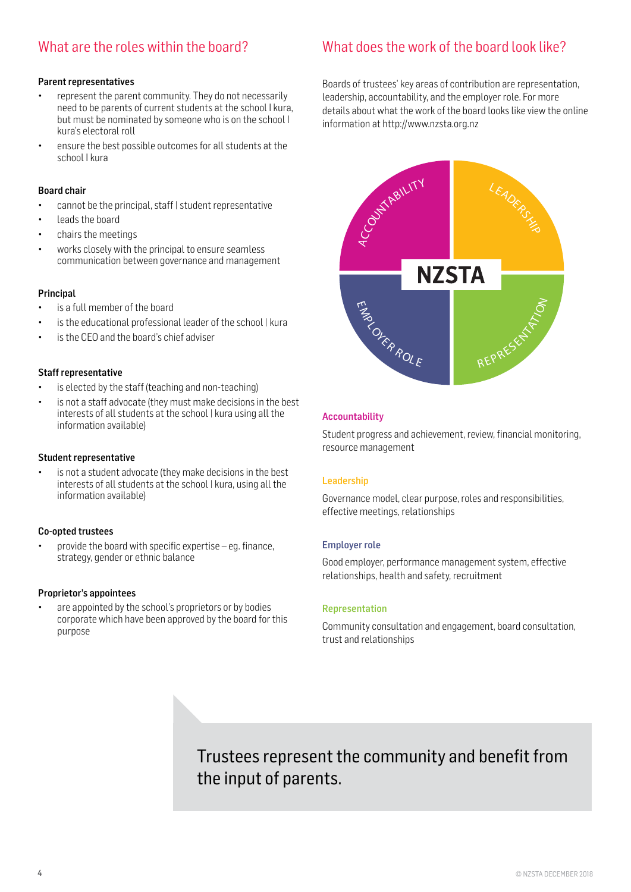## What are the roles within the board?

#### Parent representatives

- represent the parent community. They do not necessarily need to be parents of current students at the school I kura, but must be nominated by someone who is on the school I kura's electoral roll
- ensure the best possible outcomes for all students at the school I kura

#### Board chair

- cannot be the principal, staff | student representative
- leads the board
- chairs the meetings
- works closely with the principal to ensure seamless communication between governance and management

#### Principal

- is a full member of the board
- is the educational professional leader of the school | kura
- is the CEO and the board's chief adviser

#### Staff representative

- is elected by the staff (teaching and non-teaching)
- is not a staff advocate (they must make decisions in the best interests of all students at the school | kura using all the information available)

#### Student representative

- is not a student advocate (they make decisions in the best interests of all students at the school | kura, using all the information available)

#### Co-opted trustees

- provide the board with specific expertise – eg. finance, strategy, gender or ethnic balance

#### Proprietor's appointees

- are appointed by the school's proprietors or by bodies corporate which have been approved by the board for this purpose

## What does the work of the board look like?

Boards of trustees' key areas of contribution are representation, leadership, accountability, and the employer role. For more details about what the work of the board looks like view the online information at http://www.nzsta.org.nz

NZSTA: ACCOUNTABILITY | LEADERSHIP | EMPLOYER ROLE | REPRESENTATION

#### Accountability

Student progress and achievement, review, financial monitoring, resource management

#### Leadership

Governance model, clear purpose, roles and responsibilities, effective meetings, relationships

#### Employer role

Good employer, performance management system, effective relationships, health and safety, recruitment

#### Representation

Community consultation and engagement, board consultation, trust and relationships

> Trustees represent the community and benefit from the input of parents.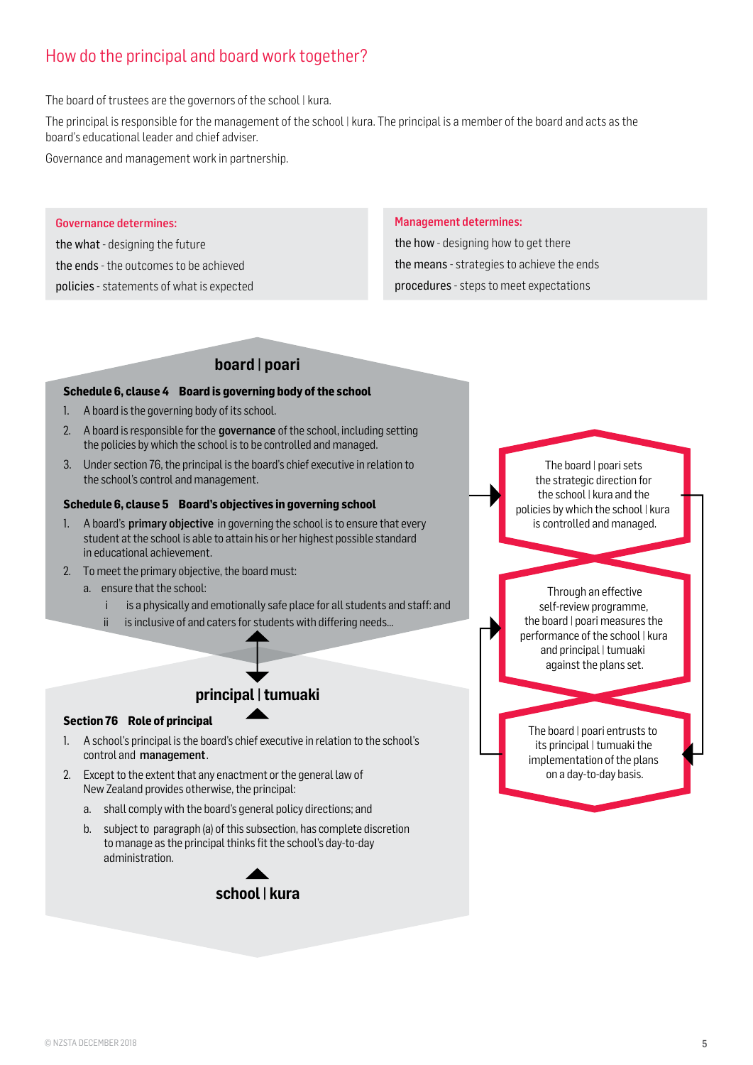## How do the principal and board work together?

The board of trustees are the governors of the school | kura.

The principal is responsible for the management of the school | kura. The principal is a member of the board and acts as the board's educational leader and chief adviser.

Governance and management work in partnership.

**Governance determines:**

**the what** - designing the future

**the ends** - the outcomes to be achieved

**policies** - statements of what is expected

**Management determines:**

**the how** - designing how to get there

**the means** - strategies to achieve the ends

**procedures** - steps to meet expectations

### board | poari

**Schedule 6, clause 4 Board is governing body of the school**

1. A board is the governing body of its school.
2. A board is responsible for the **governance** of the school, including setting the policies by which the school is to be controlled and managed.
3. Under section 76, the principal is the board's chief executive in relation to the school's control and management.

**Schedule 6, clause 5 Board's objectives in governing school**

1. A board's **primary objective** in governing the school is to ensure that every student at the school is able to attain his or her highest possible standard in educational achievement.
2. To meet the primary objective, the board must:
   a. ensure that the school:
      i is a physically and emotionally safe place for all students and staff: and
      ii is inclusive of and caters for students with differing needs...

### principal | tumuaki

**Section 76 Role of principal**

1. A school's principal is the board's chief executive in relation to the school's control and **management**.
2. Except to the extent that any enactment or the general law of New Zealand provides otherwise, the principal:
   a. shall comply with the board's general policy directions; and
   b. subject to paragraph (a) of this subsection, has complete discretion to manage as the principal thinks fit the school's day-to-day administration.

### school | kura

The board | poari sets the strategic direction for the school | kura and the policies by which the school | kura is controlled and managed.

Through an effective self-review programme, the board | poari measures the performance of the school | kura and principal | tumuaki against the plans set.

The board | poari entrusts to its principal | tumuaki the implementation of the plans on a day-to-day basis.

© NZSTA DECEMBER 2018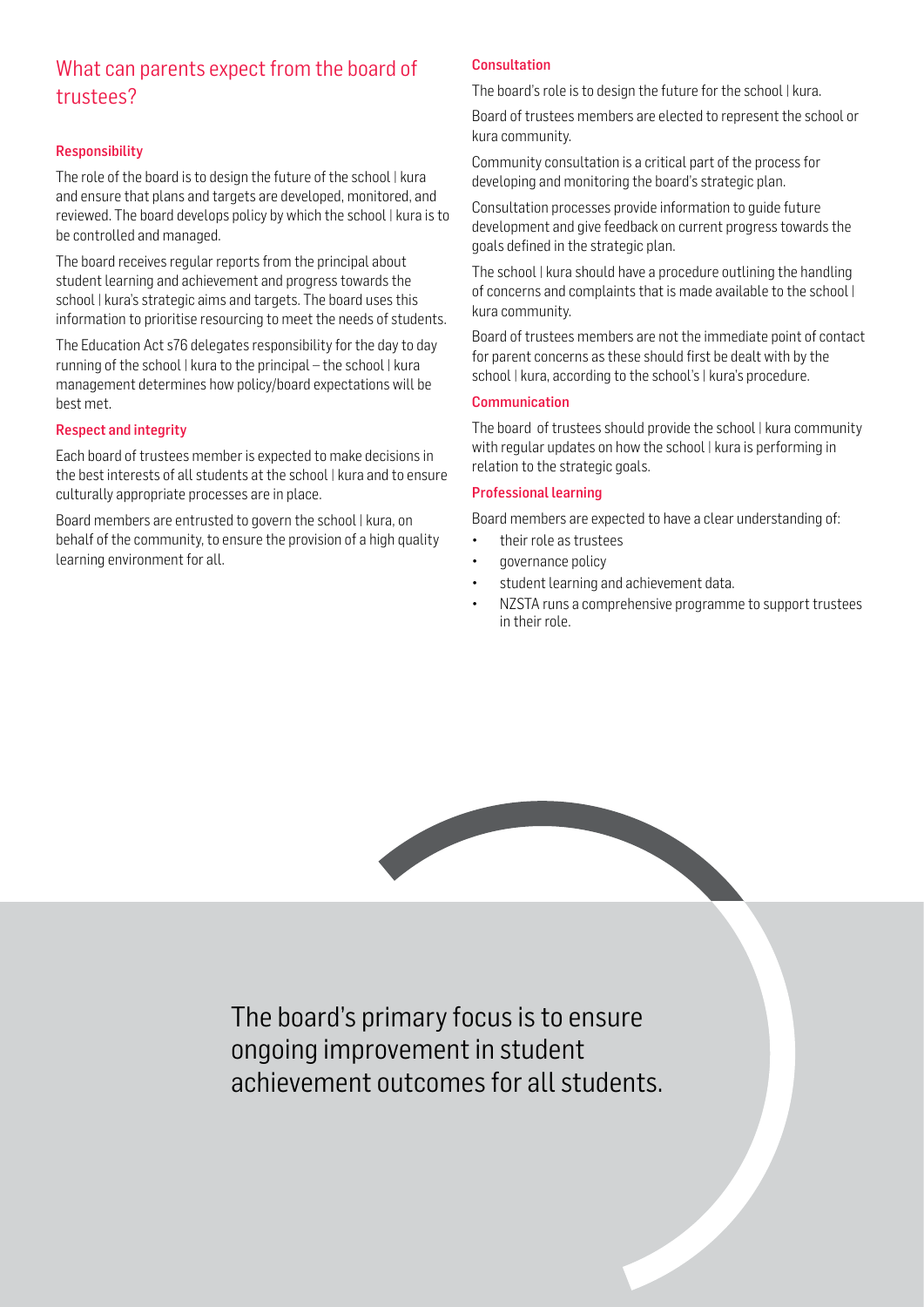## What can parents expect from the board of trustees?

### Responsibility

The role of the board is to design the future of the school | kura and ensure that plans and targets are developed, monitored, and reviewed. The board develops policy by which the school | kura is to be controlled and managed.

The board receives regular reports from the principal about student learning and achievement and progress towards the school | kura's strategic aims and targets. The board uses this information to prioritise resourcing to meet the needs of students.

The Education Act s76 delegates responsibility for the day to day running of the school | kura to the principal – the school | kura management determines how policy/board expectations will be best met.

### Respect and integrity

Each board of trustees member is expected to make decisions in the best interests of all students at the school | kura and to ensure culturally appropriate processes are in place.

Board members are entrusted to govern the school | kura, on behalf of the community, to ensure the provision of a high quality learning environment for all.

### Consultation

The board's role is to design the future for the school | kura.

Board of trustees members are elected to represent the school or kura community.

Community consultation is a critical part of the process for developing and monitoring the board's strategic plan.

Consultation processes provide information to guide future development and give feedback on current progress towards the goals defined in the strategic plan.

The school | kura should have a procedure outlining the handling of concerns and complaints that is made available to the school | kura community.

Board of trustees members are not the immediate point of contact for parent concerns as these should first be dealt with by the school | kura, according to the school's | kura's procedure.

### Communication

The board of trustees should provide the school | kura community with regular updates on how the school | kura is performing in relation to the strategic goals.

### Professional learning

Board members are expected to have a clear understanding of:

- their role as trustees
- governance policy
- student learning and achievement data.
- NZSTA runs a comprehensive programme to support trustees in their role.

The board's primary focus is to ensure ongoing improvement in student achievement outcomes for all students.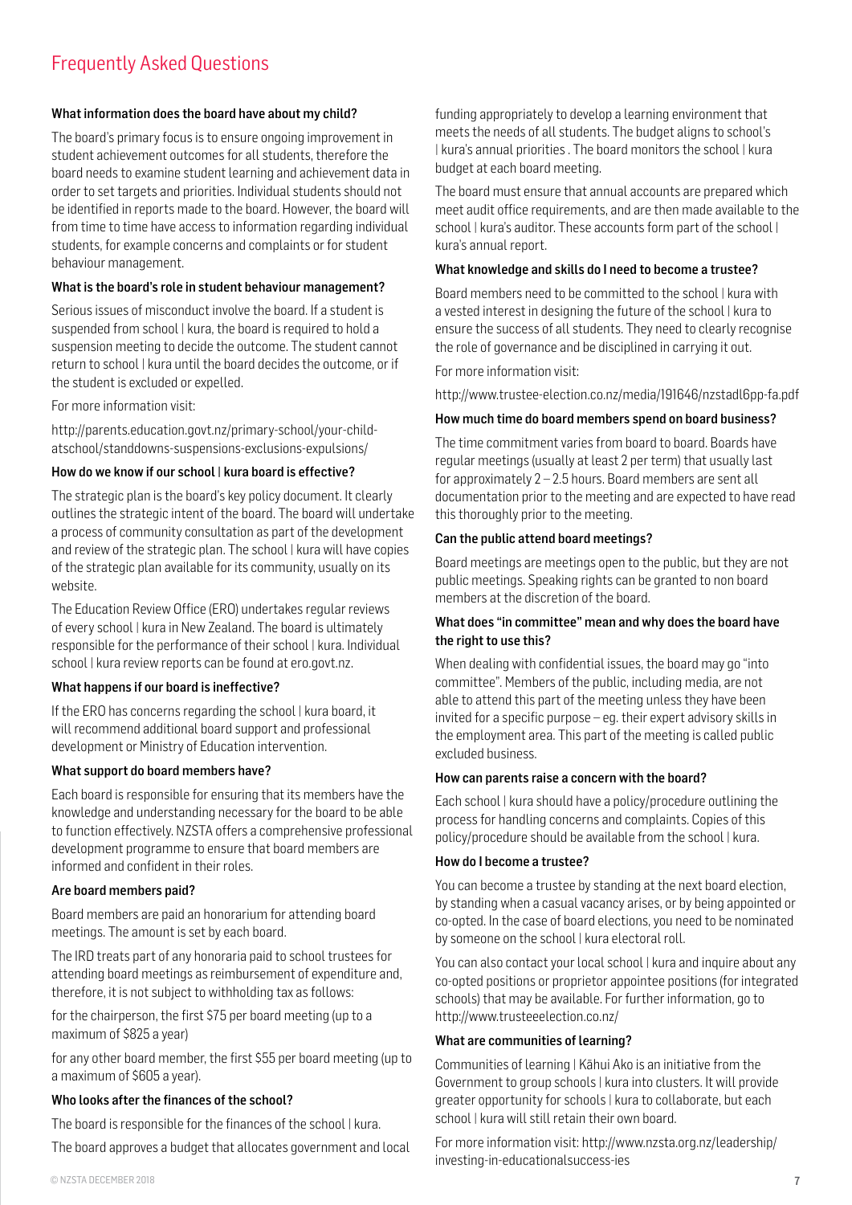# Frequently Asked Questions

### What information does the board have about my child?

The board's primary focus is to ensure ongoing improvement in student achievement outcomes for all students, therefore the board needs to examine student learning and achievement data in order to set targets and priorities. Individual students should not be identified in reports made to the board. However, the board will from time to time have access to information regarding individual students, for example concerns and complaints or for student behaviour management.

### What is the board's role in student behaviour management?

Serious issues of misconduct involve the board. If a student is suspended from school | kura, the board is required to hold a suspension meeting to decide the outcome. The student cannot return to school | kura until the board decides the outcome, or if the student is excluded or expelled.

For more information visit:

http://parents.education.govt.nz/primary-school/your-child-atschool/standdowns-suspensions-exclusions-expulsions/

### How do we know if our school | kura board is effective?

The strategic plan is the board's key policy document. It clearly outlines the strategic intent of the board. The board will undertake a process of community consultation as part of the development and review of the strategic plan. The school | kura will have copies of the strategic plan available for its community, usually on its website.

The Education Review Office (ERO) undertakes regular reviews of every school | kura in New Zealand. The board is ultimately responsible for the performance of their school | kura. Individual school | kura review reports can be found at ero.govt.nz.

### What happens if our board is ineffective?

If the ERO has concerns regarding the school | kura board, it will recommend additional board support and professional development or Ministry of Education intervention.

### What support do board members have?

Each board is responsible for ensuring that its members have the knowledge and understanding necessary for the board to be able to function effectively. NZSTA offers a comprehensive professional development programme to ensure that board members are informed and confident in their roles.

### Are board members paid?

Board members are paid an honorarium for attending board meetings. The amount is set by each board.

The IRD treats part of any honoraria paid to school trustees for attending board meetings as reimbursement of expenditure and, therefore, it is not subject to withholding tax as follows:

for the chairperson, the first $75 per board meeting (up to a maximum of $825 a year)

for any other board member, the first $55 per board meeting (up to a maximum of $605 a year).

### Who looks after the finances of the school?

The board is responsible for the finances of the school | kura.

The board approves a budget that allocates government and local funding appropriately to develop a learning environment that meets the needs of all students. The budget aligns to school's | kura's annual priorities . The board monitors the school | kura budget at each board meeting.

The board must ensure that annual accounts are prepared which meet audit office requirements, and are then made available to the school | kura's auditor. These accounts form part of the school | kura's annual report.

### What knowledge and skills do I need to become a trustee?

Board members need to be committed to the school | kura with a vested interest in designing the future of the school | kura to ensure the success of all students. They need to clearly recognise the role of governance and be disciplined in carrying it out.

For more information visit:

http://www.trustee-election.co.nz/media/191646/nzstadl6pp-fa.pdf

### How much time do board members spend on board business?

The time commitment varies from board to board. Boards have regular meetings (usually at least 2 per term) that usually last for approximately 2 – 2.5 hours. Board members are sent all documentation prior to the meeting and are expected to have read this thoroughly prior to the meeting.

### Can the public attend board meetings?

Board meetings are meetings open to the public, but they are not public meetings. Speaking rights can be granted to non board members at the discretion of the board.

### What does "in committee" mean and why does the board have the right to use this?

When dealing with confidential issues, the board may go "into committee". Members of the public, including media, are not able to attend this part of the meeting unless they have been invited for a specific purpose – eg. their expert advisory skills in the employment area. This part of the meeting is called public excluded business.

### How can parents raise a concern with the board?

Each school | kura should have a policy/procedure outlining the process for handling concerns and complaints. Copies of this policy/procedure should be available from the school | kura.

### How do I become a trustee?

You can become a trustee by standing at the next board election, by standing when a casual vacancy arises, or by being appointed or co-opted. In the case of board elections, you need to be nominated by someone on the school | kura electoral roll.

You can also contact your local school | kura and inquire about any co-opted positions or proprietor appointee positions (for integrated schools) that may be available. For further information, go to http://www.trusteeelection.co.nz/

### What are communities of learning?

Communities of learning | Kāhui Ako is an initiative from the Government to group schools | kura into clusters. It will provide greater opportunity for schools | kura to collaborate, but each school | kura will still retain their own board.

For more information visit: http://www.nzsta.org.nz/leadership/investing-in-educationalsuccess-ies

© NZSTA DECEMBER 2018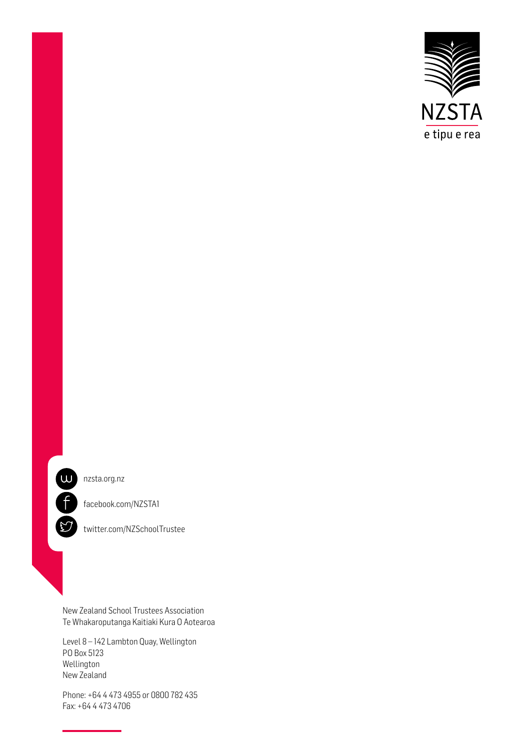NZSTA

e tipu e rea

nzsta.org.nz

facebook.com/NZSTA1

twitter.com/NZSchoolTrustee

New Zealand School Trustees Association
Te Whakaroputanga Kaitiaki Kura O Aotearoa

Level 8 – 142 Lambton Quay, Wellington
PO Box 5123
Wellington
New Zealand

Phone: +64 4 473 4955 or 0800 782 435
Fax: +64 4 473 4706